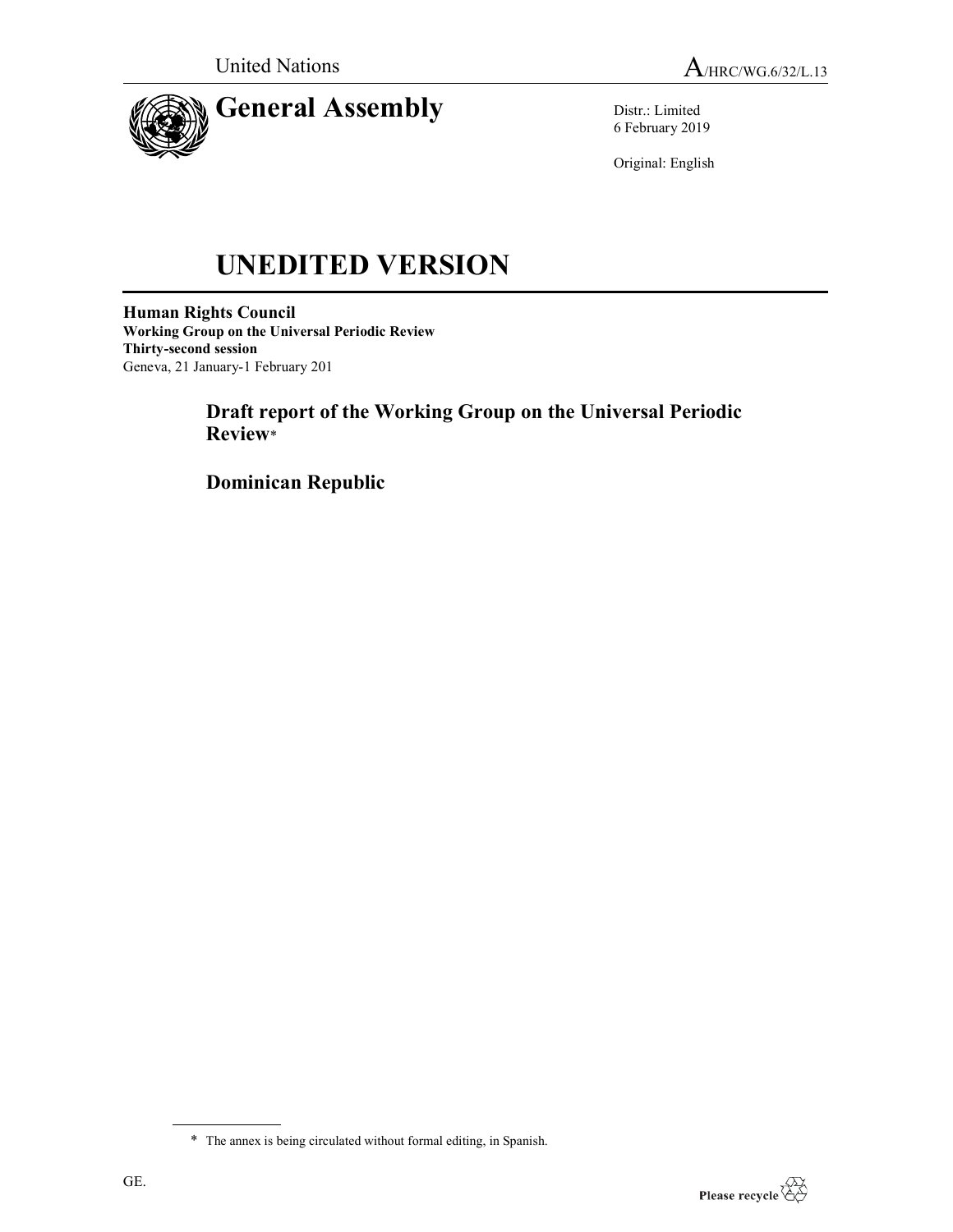United Nations

A/HRC/WG.6/32/L.13

# General Assembly

Distr.: Limited
6 February 2019

Original: English

# UNEDITED VERSION

**Human Rights Council**
**Working Group on the Universal Periodic Review**
**Thirty-second session**
Geneva, 21 January-1 February 201

## Draft report of the Working Group on the Universal Periodic Review*

## Dominican Republic

* The annex is being circulated without formal editing, in Spanish.

GE.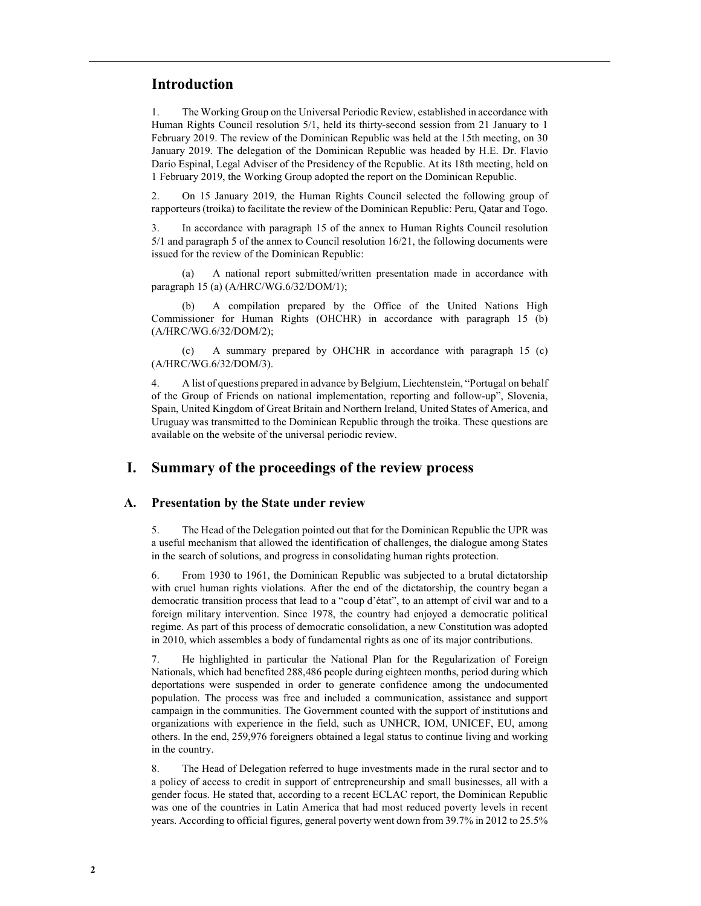## Introduction

1. The Working Group on the Universal Periodic Review, established in accordance with Human Rights Council resolution 5/1, held its thirty-second session from 21 January to 1 February 2019. The review of the Dominican Republic was held at the 15th meeting, on 30 January 2019. The delegation of the Dominican Republic was headed by H.E. Dr. Flavio Dario Espinal, Legal Adviser of the Presidency of the Republic. At its 18th meeting, held on 1 February 2019, the Working Group adopted the report on the Dominican Republic.

2. On 15 January 2019, the Human Rights Council selected the following group of rapporteurs (troika) to facilitate the review of the Dominican Republic: Peru, Qatar and Togo.

3. In accordance with paragraph 15 of the annex to Human Rights Council resolution 5/1 and paragraph 5 of the annex to Council resolution 16/21, the following documents were issued for the review of the Dominican Republic:

(a) A national report submitted/written presentation made in accordance with paragraph 15 (a) (A/HRC/WG.6/32/DOM/1);

(b) A compilation prepared by the Office of the United Nations High Commissioner for Human Rights (OHCHR) in accordance with paragraph 15 (b) (A/HRC/WG.6/32/DOM/2);

(c) A summary prepared by OHCHR in accordance with paragraph 15 (c) (A/HRC/WG.6/32/DOM/3).

4. A list of questions prepared in advance by Belgium, Liechtenstein, "Portugal on behalf of the Group of Friends on national implementation, reporting and follow-up", Slovenia, Spain, United Kingdom of Great Britain and Northern Ireland, United States of America, and Uruguay was transmitted to the Dominican Republic through the troika. These questions are available on the website of the universal periodic review.

# I. Summary of the proceedings of the review process

## A. Presentation by the State under review

5. The Head of the Delegation pointed out that for the Dominican Republic the UPR was a useful mechanism that allowed the identification of challenges, the dialogue among States in the search of solutions, and progress in consolidating human rights protection.

6. From 1930 to 1961, the Dominican Republic was subjected to a brutal dictatorship with cruel human rights violations. After the end of the dictatorship, the country began a democratic transition process that lead to a "coup d'état", to an attempt of civil war and to a foreign military intervention. Since 1978, the country had enjoyed a democratic political regime. As part of this process of democratic consolidation, a new Constitution was adopted in 2010, which assembles a body of fundamental rights as one of its major contributions.

7. He highlighted in particular the National Plan for the Regularization of Foreign Nationals, which had benefited 288,486 people during eighteen months, period during which deportations were suspended in order to generate confidence among the undocumented population. The process was free and included a communication, assistance and support campaign in the communities. The Government counted with the support of institutions and organizations with experience in the field, such as UNHCR, IOM, UNICEF, EU, among others. In the end, 259,976 foreigners obtained a legal status to continue living and working in the country.

8. The Head of Delegation referred to huge investments made in the rural sector and to a policy of access to credit in support of entrepreneurship and small businesses, all with a gender focus. He stated that, according to a recent ECLAC report, the Dominican Republic was one of the countries in Latin America that had most reduced poverty levels in recent years. According to official figures, general poverty went down from 39.7% in 2012 to 25.5%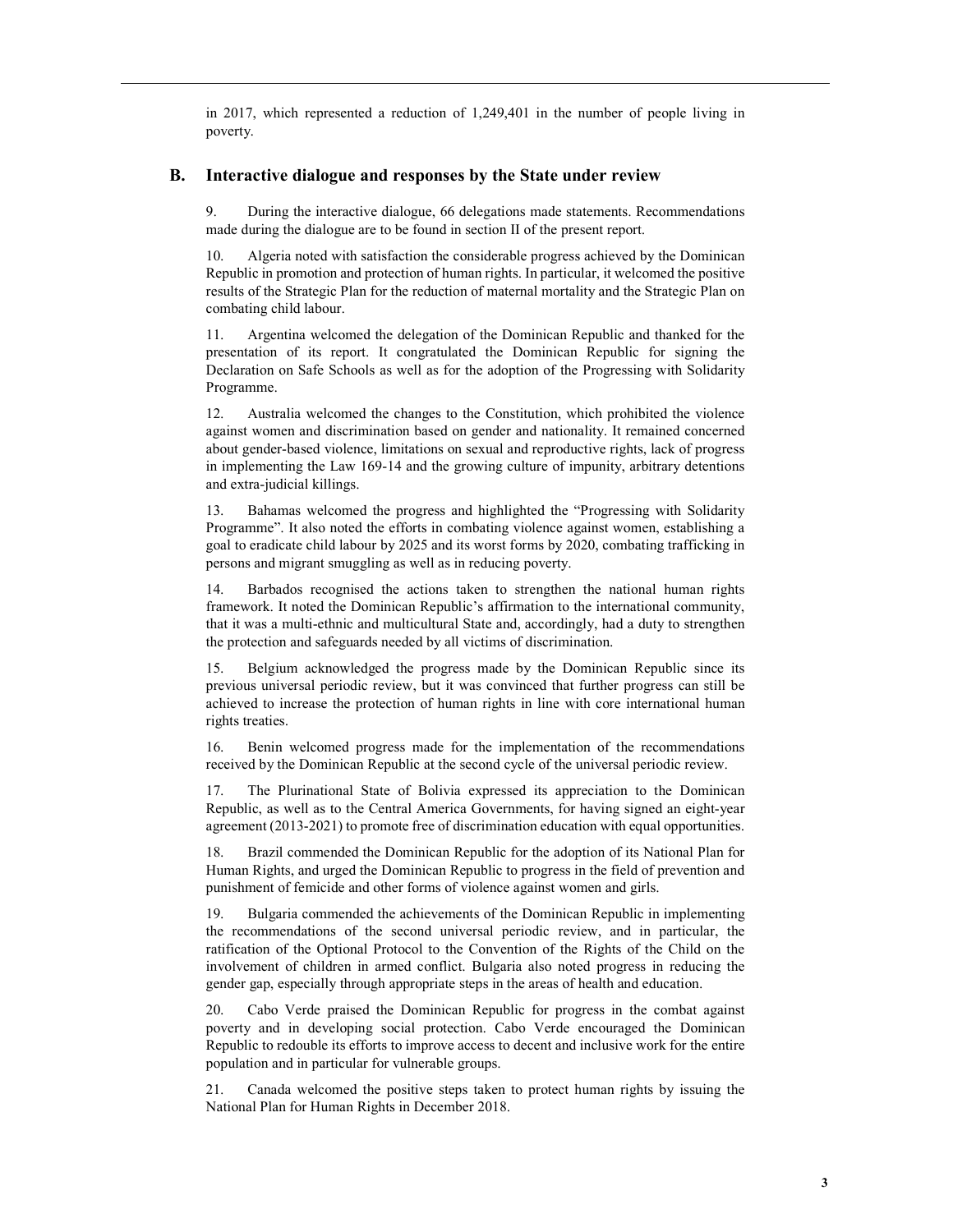in 2017, which represented a reduction of 1,249,401 in the number of people living in poverty.

## B. Interactive dialogue and responses by the State under review

9. During the interactive dialogue, 66 delegations made statements. Recommendations made during the dialogue are to be found in section II of the present report.

10. Algeria noted with satisfaction the considerable progress achieved by the Dominican Republic in promotion and protection of human rights. In particular, it welcomed the positive results of the Strategic Plan for the reduction of maternal mortality and the Strategic Plan on combating child labour.

11. Argentina welcomed the delegation of the Dominican Republic and thanked for the presentation of its report. It congratulated the Dominican Republic for signing the Declaration on Safe Schools as well as for the adoption of the Progressing with Solidarity Programme.

12. Australia welcomed the changes to the Constitution, which prohibited the violence against women and discrimination based on gender and nationality. It remained concerned about gender-based violence, limitations on sexual and reproductive rights, lack of progress in implementing the Law 169-14 and the growing culture of impunity, arbitrary detentions and extra-judicial killings.

13. Bahamas welcomed the progress and highlighted the "Progressing with Solidarity Programme". It also noted the efforts in combating violence against women, establishing a goal to eradicate child labour by 2025 and its worst forms by 2020, combating trafficking in persons and migrant smuggling as well as in reducing poverty.

14. Barbados recognised the actions taken to strengthen the national human rights framework. It noted the Dominican Republic's affirmation to the international community, that it was a multi-ethnic and multicultural State and, accordingly, had a duty to strengthen the protection and safeguards needed by all victims of discrimination.

15. Belgium acknowledged the progress made by the Dominican Republic since its previous universal periodic review, but it was convinced that further progress can still be achieved to increase the protection of human rights in line with core international human rights treaties.

16. Benin welcomed progress made for the implementation of the recommendations received by the Dominican Republic at the second cycle of the universal periodic review.

17. The Plurinational State of Bolivia expressed its appreciation to the Dominican Republic, as well as to the Central America Governments, for having signed an eight-year agreement (2013-2021) to promote free of discrimination education with equal opportunities.

18. Brazil commended the Dominican Republic for the adoption of its National Plan for Human Rights, and urged the Dominican Republic to progress in the field of prevention and punishment of femicide and other forms of violence against women and girls.

19. Bulgaria commended the achievements of the Dominican Republic in implementing the recommendations of the second universal periodic review, and in particular, the ratification of the Optional Protocol to the Convention of the Rights of the Child on the involvement of children in armed conflict. Bulgaria also noted progress in reducing the gender gap, especially through appropriate steps in the areas of health and education.

20. Cabo Verde praised the Dominican Republic for progress in the combat against poverty and in developing social protection. Cabo Verde encouraged the Dominican Republic to redouble its efforts to improve access to decent and inclusive work for the entire population and in particular for vulnerable groups.

21. Canada welcomed the positive steps taken to protect human rights by issuing the National Plan for Human Rights in December 2018.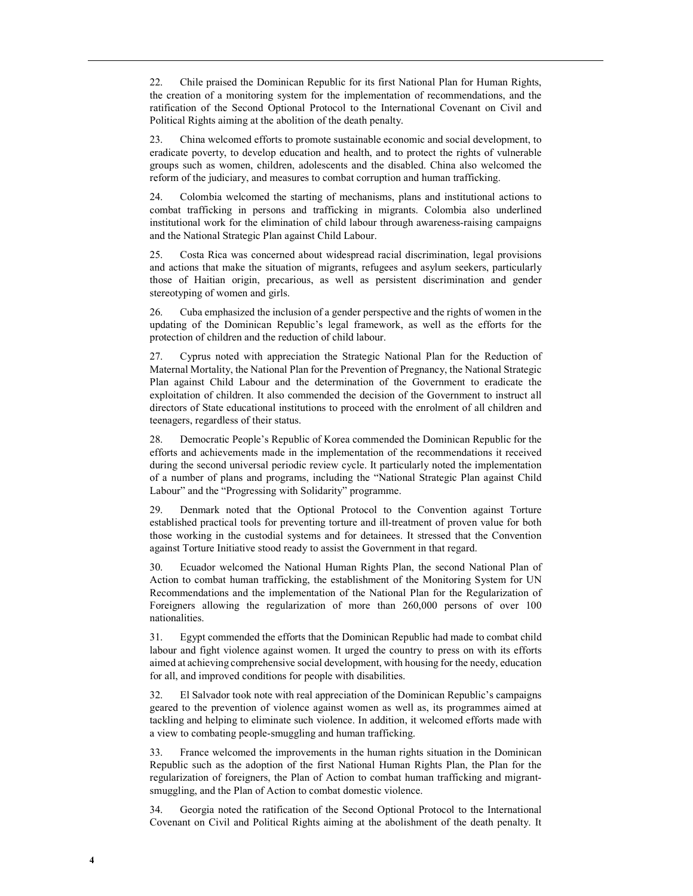22. Chile praised the Dominican Republic for its first National Plan for Human Rights, the creation of a monitoring system for the implementation of recommendations, and the ratification of the Second Optional Protocol to the International Covenant on Civil and Political Rights aiming at the abolition of the death penalty.

23. China welcomed efforts to promote sustainable economic and social development, to eradicate poverty, to develop education and health, and to protect the rights of vulnerable groups such as women, children, adolescents and the disabled. China also welcomed the reform of the judiciary, and measures to combat corruption and human trafficking.

24. Colombia welcomed the starting of mechanisms, plans and institutional actions to combat trafficking in persons and trafficking in migrants. Colombia also underlined institutional work for the elimination of child labour through awareness-raising campaigns and the National Strategic Plan against Child Labour.

25. Costa Rica was concerned about widespread racial discrimination, legal provisions and actions that make the situation of migrants, refugees and asylum seekers, particularly those of Haitian origin, precarious, as well as persistent discrimination and gender stereotyping of women and girls.

26. Cuba emphasized the inclusion of a gender perspective and the rights of women in the updating of the Dominican Republic's legal framework, as well as the efforts for the protection of children and the reduction of child labour.

27. Cyprus noted with appreciation the Strategic National Plan for the Reduction of Maternal Mortality, the National Plan for the Prevention of Pregnancy, the National Strategic Plan against Child Labour and the determination of the Government to eradicate the exploitation of children. It also commended the decision of the Government to instruct all directors of State educational institutions to proceed with the enrolment of all children and teenagers, regardless of their status.

28. Democratic People's Republic of Korea commended the Dominican Republic for the efforts and achievements made in the implementation of the recommendations it received during the second universal periodic review cycle. It particularly noted the implementation of a number of plans and programs, including the "National Strategic Plan against Child Labour" and the "Progressing with Solidarity" programme.

29. Denmark noted that the Optional Protocol to the Convention against Torture established practical tools for preventing torture and ill-treatment of proven value for both those working in the custodial systems and for detainees. It stressed that the Convention against Torture Initiative stood ready to assist the Government in that regard.

30. Ecuador welcomed the National Human Rights Plan, the second National Plan of Action to combat human trafficking, the establishment of the Monitoring System for UN Recommendations and the implementation of the National Plan for the Regularization of Foreigners allowing the regularization of more than 260,000 persons of over 100 nationalities.

31. Egypt commended the efforts that the Dominican Republic had made to combat child labour and fight violence against women. It urged the country to press on with its efforts aimed at achieving comprehensive social development, with housing for the needy, education for all, and improved conditions for people with disabilities.

32. El Salvador took note with real appreciation of the Dominican Republic's campaigns geared to the prevention of violence against women as well as, its programmes aimed at tackling and helping to eliminate such violence. In addition, it welcomed efforts made with a view to combating people-smuggling and human trafficking.

33. France welcomed the improvements in the human rights situation in the Dominican Republic such as the adoption of the first National Human Rights Plan, the Plan for the regularization of foreigners, the Plan of Action to combat human trafficking and migrant-smuggling, and the Plan of Action to combat domestic violence.

34. Georgia noted the ratification of the Second Optional Protocol to the International Covenant on Civil and Political Rights aiming at the abolishment of the death penalty. It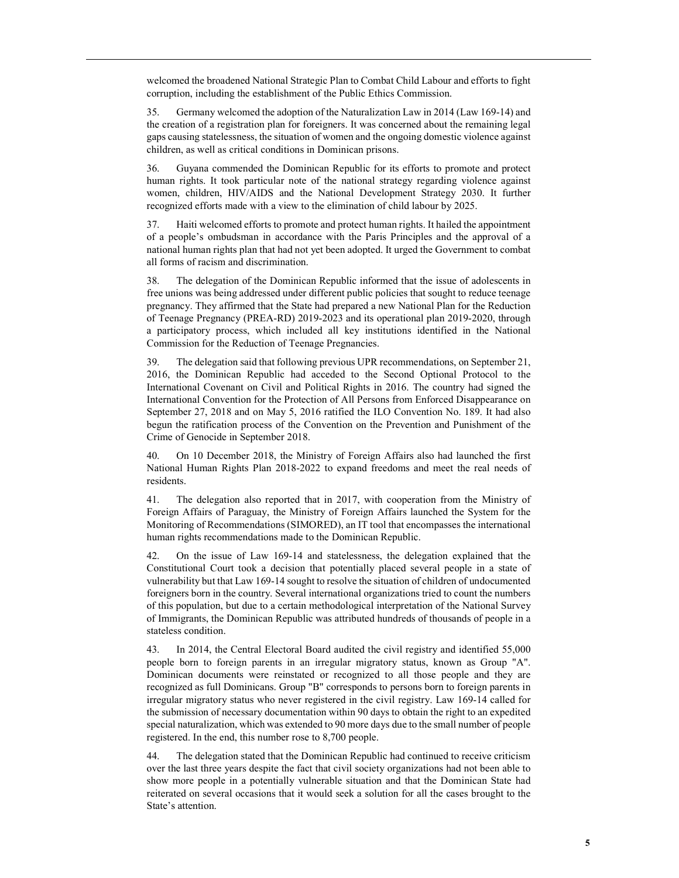welcomed the broadened National Strategic Plan to Combat Child Labour and efforts to fight corruption, including the establishment of the Public Ethics Commission.

35. Germany welcomed the adoption of the Naturalization Law in 2014 (Law 169-14) and the creation of a registration plan for foreigners. It was concerned about the remaining legal gaps causing statelessness, the situation of women and the ongoing domestic violence against children, as well as critical conditions in Dominican prisons.

36. Guyana commended the Dominican Republic for its efforts to promote and protect human rights. It took particular note of the national strategy regarding violence against women, children, HIV/AIDS and the National Development Strategy 2030. It further recognized efforts made with a view to the elimination of child labour by 2025.

37. Haiti welcomed efforts to promote and protect human rights. It hailed the appointment of a people's ombudsman in accordance with the Paris Principles and the approval of a national human rights plan that had not yet been adopted. It urged the Government to combat all forms of racism and discrimination.

38. The delegation of the Dominican Republic informed that the issue of adolescents in free unions was being addressed under different public policies that sought to reduce teenage pregnancy. They affirmed that the State had prepared a new National Plan for the Reduction of Teenage Pregnancy (PREA-RD) 2019-2023 and its operational plan 2019-2020, through a participatory process, which included all key institutions identified in the National Commission for the Reduction of Teenage Pregnancies.

39. The delegation said that following previous UPR recommendations, on September 21, 2016, the Dominican Republic had acceded to the Second Optional Protocol to the International Covenant on Civil and Political Rights in 2016. The country had signed the International Convention for the Protection of All Persons from Enforced Disappearance on September 27, 2018 and on May 5, 2016 ratified the ILO Convention No. 189. It had also begun the ratification process of the Convention on the Prevention and Punishment of the Crime of Genocide in September 2018.

40. On 10 December 2018, the Ministry of Foreign Affairs also had launched the first National Human Rights Plan 2018-2022 to expand freedoms and meet the real needs of residents.

41. The delegation also reported that in 2017, with cooperation from the Ministry of Foreign Affairs of Paraguay, the Ministry of Foreign Affairs launched the System for the Monitoring of Recommendations (SIMORED), an IT tool that encompasses the international human rights recommendations made to the Dominican Republic.

42. On the issue of Law 169-14 and statelessness, the delegation explained that the Constitutional Court took a decision that potentially placed several people in a state of vulnerability but that Law 169-14 sought to resolve the situation of children of undocumented foreigners born in the country. Several international organizations tried to count the numbers of this population, but due to a certain methodological interpretation of the National Survey of Immigrants, the Dominican Republic was attributed hundreds of thousands of people in a stateless condition.

43. In 2014, the Central Electoral Board audited the civil registry and identified 55,000 people born to foreign parents in an irregular migratory status, known as Group "A". Dominican documents were reinstated or recognized to all those people and they are recognized as full Dominicans. Group "B" corresponds to persons born to foreign parents in irregular migratory status who never registered in the civil registry. Law 169-14 called for the submission of necessary documentation within 90 days to obtain the right to an expedited special naturalization, which was extended to 90 more days due to the small number of people registered. In the end, this number rose to 8,700 people.

44. The delegation stated that the Dominican Republic had continued to receive criticism over the last three years despite the fact that civil society organizations had not been able to show more people in a potentially vulnerable situation and that the Dominican State had reiterated on several occasions that it would seek a solution for all the cases brought to the State's attention.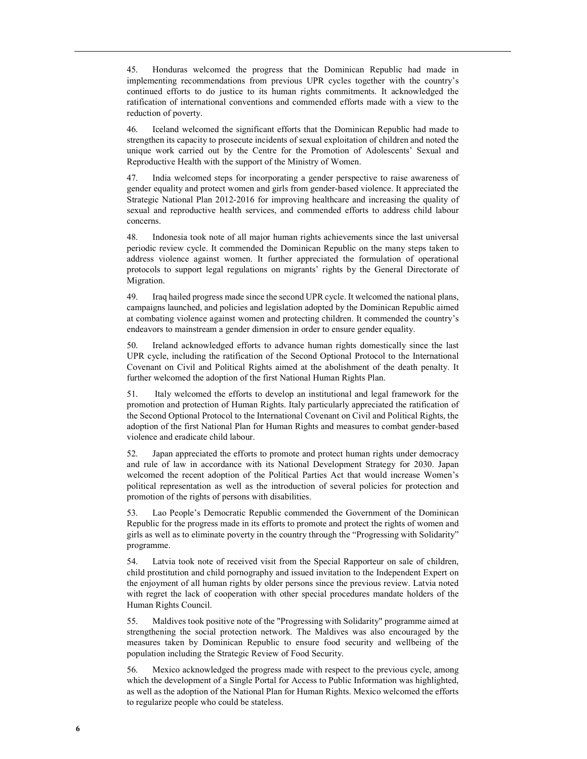45. Honduras welcomed the progress that the Dominican Republic had made in implementing recommendations from previous UPR cycles together with the country's continued efforts to do justice to its human rights commitments. It acknowledged the ratification of international conventions and commended efforts made with a view to the reduction of poverty.

46. Iceland welcomed the significant efforts that the Dominican Republic had made to strengthen its capacity to prosecute incidents of sexual exploitation of children and noted the unique work carried out by the Centre for the Promotion of Adolescents' Sexual and Reproductive Health with the support of the Ministry of Women.

47. India welcomed steps for incorporating a gender perspective to raise awareness of gender equality and protect women and girls from gender-based violence. It appreciated the Strategic National Plan 2012-2016 for improving healthcare and increasing the quality of sexual and reproductive health services, and commended efforts to address child labour concerns.

48. Indonesia took note of all major human rights achievements since the last universal periodic review cycle. It commended the Dominican Republic on the many steps taken to address violence against women. It further appreciated the formulation of operational protocols to support legal regulations on migrants' rights by the General Directorate of Migration.

49. Iraq hailed progress made since the second UPR cycle. It welcomed the national plans, campaigns launched, and policies and legislation adopted by the Dominican Republic aimed at combating violence against women and protecting children. It commended the country's endeavors to mainstream a gender dimension in order to ensure gender equality.

50. Ireland acknowledged efforts to advance human rights domestically since the last UPR cycle, including the ratification of the Second Optional Protocol to the International Covenant on Civil and Political Rights aimed at the abolishment of the death penalty. It further welcomed the adoption of the first National Human Rights Plan.

51. Italy welcomed the efforts to develop an institutional and legal framework for the promotion and protection of Human Rights. Italy particularly appreciated the ratification of the Second Optional Protocol to the International Covenant on Civil and Political Rights, the adoption of the first National Plan for Human Rights and measures to combat gender-based violence and eradicate child labour.

52. Japan appreciated the efforts to promote and protect human rights under democracy and rule of law in accordance with its National Development Strategy for 2030. Japan welcomed the recent adoption of the Political Parties Act that would increase Women's political representation as well as the introduction of several policies for protection and promotion of the rights of persons with disabilities.

53. Lao People's Democratic Republic commended the Government of the Dominican Republic for the progress made in its efforts to promote and protect the rights of women and girls as well as to eliminate poverty in the country through the "Progressing with Solidarity" programme.

54. Latvia took note of received visit from the Special Rapporteur on sale of children, child prostitution and child pornography and issued invitation to the Independent Expert on the enjoyment of all human rights by older persons since the previous review. Latvia noted with regret the lack of cooperation with other special procedures mandate holders of the Human Rights Council.

55. Maldives took positive note of the "Progressing with Solidarity" programme aimed at strengthening the social protection network. The Maldives was also encouraged by the measures taken by Dominican Republic to ensure food security and wellbeing of the population including the Strategic Review of Food Security.

56. Mexico acknowledged the progress made with respect to the previous cycle, among which the development of a Single Portal for Access to Public Information was highlighted, as well as the adoption of the National Plan for Human Rights. Mexico welcomed the efforts to regularize people who could be stateless.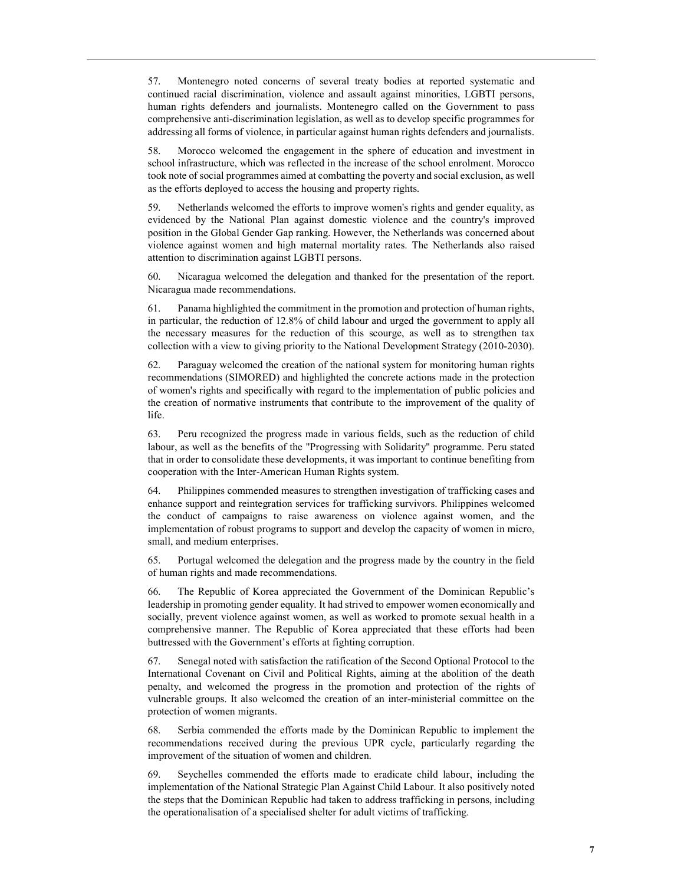57. Montenegro noted concerns of several treaty bodies at reported systematic and continued racial discrimination, violence and assault against minorities, LGBTI persons, human rights defenders and journalists. Montenegro called on the Government to pass comprehensive anti-discrimination legislation, as well as to develop specific programmes for addressing all forms of violence, in particular against human rights defenders and journalists.

58. Morocco welcomed the engagement in the sphere of education and investment in school infrastructure, which was reflected in the increase of the school enrolment. Morocco took note of social programmes aimed at combatting the poverty and social exclusion, as well as the efforts deployed to access the housing and property rights.

59. Netherlands welcomed the efforts to improve women's rights and gender equality, as evidenced by the National Plan against domestic violence and the country's improved position in the Global Gender Gap ranking. However, the Netherlands was concerned about violence against women and high maternal mortality rates. The Netherlands also raised attention to discrimination against LGBTI persons.

60. Nicaragua welcomed the delegation and thanked for the presentation of the report. Nicaragua made recommendations.

61. Panama highlighted the commitment in the promotion and protection of human rights, in particular, the reduction of 12.8% of child labour and urged the government to apply all the necessary measures for the reduction of this scourge, as well as to strengthen tax collection with a view to giving priority to the National Development Strategy (2010-2030).

62. Paraguay welcomed the creation of the national system for monitoring human rights recommendations (SIMORED) and highlighted the concrete actions made in the protection of women's rights and specifically with regard to the implementation of public policies and the creation of normative instruments that contribute to the improvement of the quality of life.

63. Peru recognized the progress made in various fields, such as the reduction of child labour, as well as the benefits of the "Progressing with Solidarity" programme. Peru stated that in order to consolidate these developments, it was important to continue benefiting from cooperation with the Inter-American Human Rights system.

64. Philippines commended measures to strengthen investigation of trafficking cases and enhance support and reintegration services for trafficking survivors. Philippines welcomed the conduct of campaigns to raise awareness on violence against women, and the implementation of robust programs to support and develop the capacity of women in micro, small, and medium enterprises.

65. Portugal welcomed the delegation and the progress made by the country in the field of human rights and made recommendations.

66. The Republic of Korea appreciated the Government of the Dominican Republic's leadership in promoting gender equality. It had strived to empower women economically and socially, prevent violence against women, as well as worked to promote sexual health in a comprehensive manner. The Republic of Korea appreciated that these efforts had been buttressed with the Government's efforts at fighting corruption.

67. Senegal noted with satisfaction the ratification of the Second Optional Protocol to the International Covenant on Civil and Political Rights, aiming at the abolition of the death penalty, and welcomed the progress in the promotion and protection of the rights of vulnerable groups. It also welcomed the creation of an inter-ministerial committee on the protection of women migrants.

68. Serbia commended the efforts made by the Dominican Republic to implement the recommendations received during the previous UPR cycle, particularly regarding the improvement of the situation of women and children.

69. Seychelles commended the efforts made to eradicate child labour, including the implementation of the National Strategic Plan Against Child Labour. It also positively noted the steps that the Dominican Republic had taken to address trafficking in persons, including the operationalisation of a specialised shelter for adult victims of trafficking.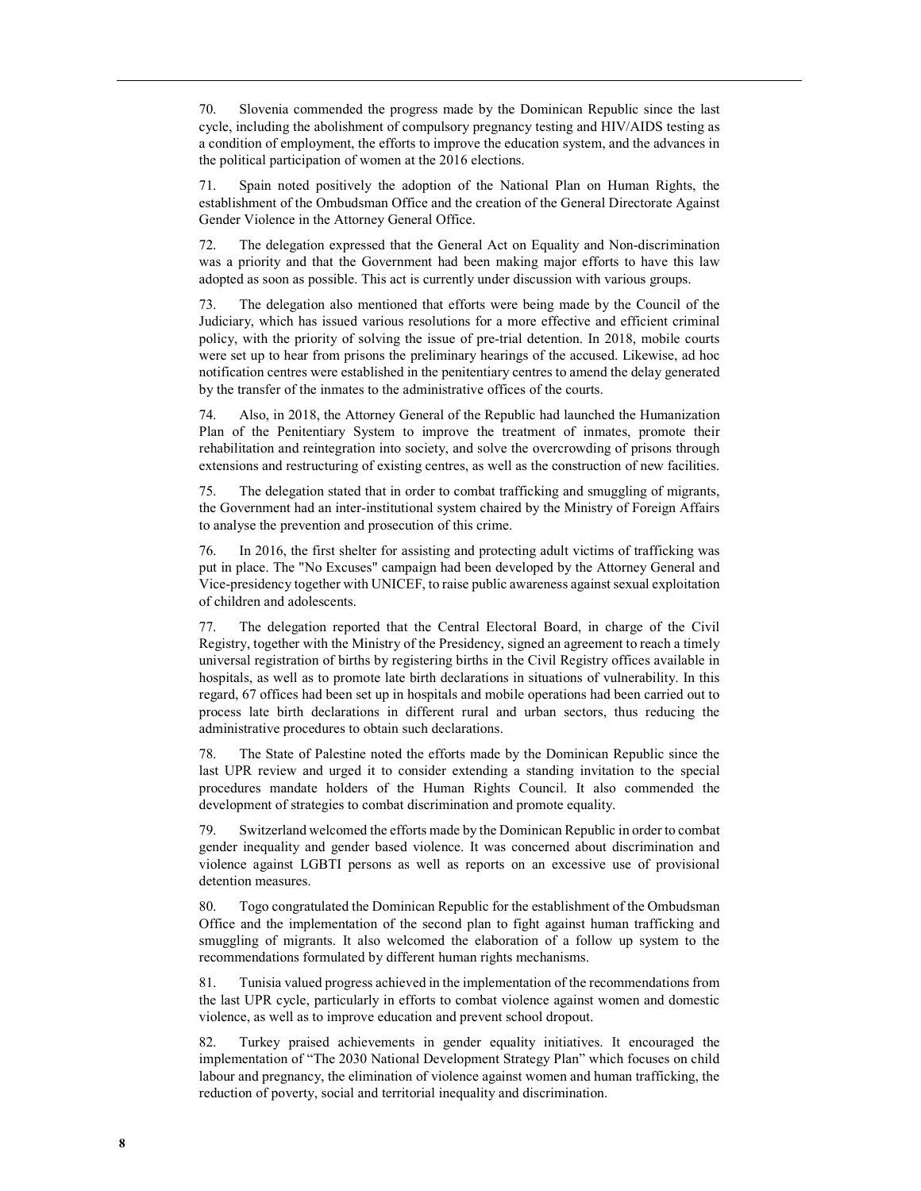70. Slovenia commended the progress made by the Dominican Republic since the last cycle, including the abolishment of compulsory pregnancy testing and HIV/AIDS testing as a condition of employment, the efforts to improve the education system, and the advances in the political participation of women at the 2016 elections.

71. Spain noted positively the adoption of the National Plan on Human Rights, the establishment of the Ombudsman Office and the creation of the General Directorate Against Gender Violence in the Attorney General Office.

72. The delegation expressed that the General Act on Equality and Non-discrimination was a priority and that the Government had been making major efforts to have this law adopted as soon as possible. This act is currently under discussion with various groups.

73. The delegation also mentioned that efforts were being made by the Council of the Judiciary, which has issued various resolutions for a more effective and efficient criminal policy, with the priority of solving the issue of pre-trial detention. In 2018, mobile courts were set up to hear from prisons the preliminary hearings of the accused. Likewise, ad hoc notification centres were established in the penitentiary centres to amend the delay generated by the transfer of the inmates to the administrative offices of the courts.

74. Also, in 2018, the Attorney General of the Republic had launched the Humanization Plan of the Penitentiary System to improve the treatment of inmates, promote their rehabilitation and reintegration into society, and solve the overcrowding of prisons through extensions and restructuring of existing centres, as well as the construction of new facilities.

75. The delegation stated that in order to combat trafficking and smuggling of migrants, the Government had an inter-institutional system chaired by the Ministry of Foreign Affairs to analyse the prevention and prosecution of this crime.

76. In 2016, the first shelter for assisting and protecting adult victims of trafficking was put in place. The "No Excuses" campaign had been developed by the Attorney General and Vice-presidency together with UNICEF, to raise public awareness against sexual exploitation of children and adolescents.

77. The delegation reported that the Central Electoral Board, in charge of the Civil Registry, together with the Ministry of the Presidency, signed an agreement to reach a timely universal registration of births by registering births in the Civil Registry offices available in hospitals, as well as to promote late birth declarations in situations of vulnerability. In this regard, 67 offices had been set up in hospitals and mobile operations had been carried out to process late birth declarations in different rural and urban sectors, thus reducing the administrative procedures to obtain such declarations.

78. The State of Palestine noted the efforts made by the Dominican Republic since the last UPR review and urged it to consider extending a standing invitation to the special procedures mandate holders of the Human Rights Council. It also commended the development of strategies to combat discrimination and promote equality.

79. Switzerland welcomed the efforts made by the Dominican Republic in order to combat gender inequality and gender based violence. It was concerned about discrimination and violence against LGBTI persons as well as reports on an excessive use of provisional detention measures.

80. Togo congratulated the Dominican Republic for the establishment of the Ombudsman Office and the implementation of the second plan to fight against human trafficking and smuggling of migrants. It also welcomed the elaboration of a follow up system to the recommendations formulated by different human rights mechanisms.

81. Tunisia valued progress achieved in the implementation of the recommendations from the last UPR cycle, particularly in efforts to combat violence against women and domestic violence, as well as to improve education and prevent school dropout.

82. Turkey praised achievements in gender equality initiatives. It encouraged the implementation of "The 2030 National Development Strategy Plan" which focuses on child labour and pregnancy, the elimination of violence against women and human trafficking, the reduction of poverty, social and territorial inequality and discrimination.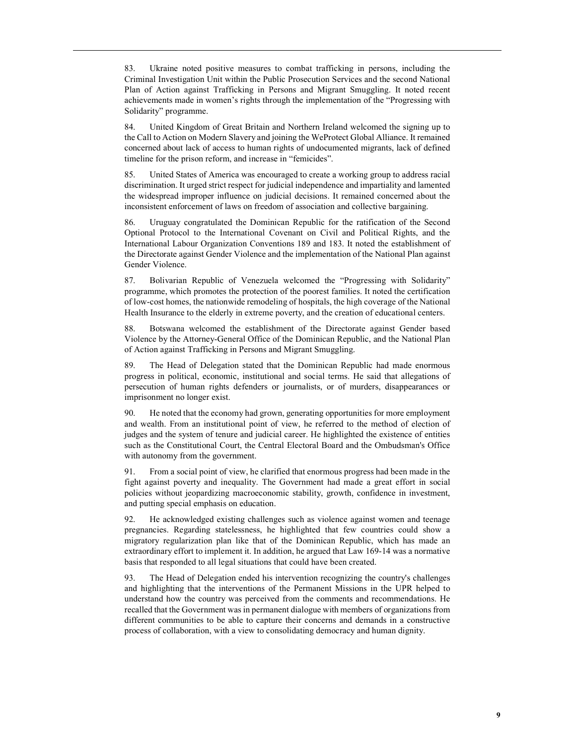83. Ukraine noted positive measures to combat trafficking in persons, including the Criminal Investigation Unit within the Public Prosecution Services and the second National Plan of Action against Trafficking in Persons and Migrant Smuggling. It noted recent achievements made in women's rights through the implementation of the "Progressing with Solidarity" programme.

84. United Kingdom of Great Britain and Northern Ireland welcomed the signing up to the Call to Action on Modern Slavery and joining the WeProtect Global Alliance. It remained concerned about lack of access to human rights of undocumented migrants, lack of defined timeline for the prison reform, and increase in "femicides".

85. United States of America was encouraged to create a working group to address racial discrimination. It urged strict respect for judicial independence and impartiality and lamented the widespread improper influence on judicial decisions. It remained concerned about the inconsistent enforcement of laws on freedom of association and collective bargaining.

86. Uruguay congratulated the Dominican Republic for the ratification of the Second Optional Protocol to the International Covenant on Civil and Political Rights, and the International Labour Organization Conventions 189 and 183. It noted the establishment of the Directorate against Gender Violence and the implementation of the National Plan against Gender Violence.

87. Bolivarian Republic of Venezuela welcomed the "Progressing with Solidarity" programme, which promotes the protection of the poorest families. It noted the certification of low-cost homes, the nationwide remodeling of hospitals, the high coverage of the National Health Insurance to the elderly in extreme poverty, and the creation of educational centers.

88. Botswana welcomed the establishment of the Directorate against Gender based Violence by the Attorney-General Office of the Dominican Republic, and the National Plan of Action against Trafficking in Persons and Migrant Smuggling.

89. The Head of Delegation stated that the Dominican Republic had made enormous progress in political, economic, institutional and social terms. He said that allegations of persecution of human rights defenders or journalists, or of murders, disappearances or imprisonment no longer exist.

90. He noted that the economy had grown, generating opportunities for more employment and wealth. From an institutional point of view, he referred to the method of election of judges and the system of tenure and judicial career. He highlighted the existence of entities such as the Constitutional Court, the Central Electoral Board and the Ombudsman's Office with autonomy from the government.

91. From a social point of view, he clarified that enormous progress had been made in the fight against poverty and inequality. The Government had made a great effort in social policies without jeopardizing macroeconomic stability, growth, confidence in investment, and putting special emphasis on education.

92. He acknowledged existing challenges such as violence against women and teenage pregnancies. Regarding statelessness, he highlighted that few countries could show a migratory regularization plan like that of the Dominican Republic, which has made an extraordinary effort to implement it. In addition, he argued that Law 169-14 was a normative basis that responded to all legal situations that could have been created.

93. The Head of Delegation ended his intervention recognizing the country's challenges and highlighting that the interventions of the Permanent Missions in the UPR helped to understand how the country was perceived from the comments and recommendations. He recalled that the Government was in permanent dialogue with members of organizations from different communities to be able to capture their concerns and demands in a constructive process of collaboration, with a view to consolidating democracy and human dignity.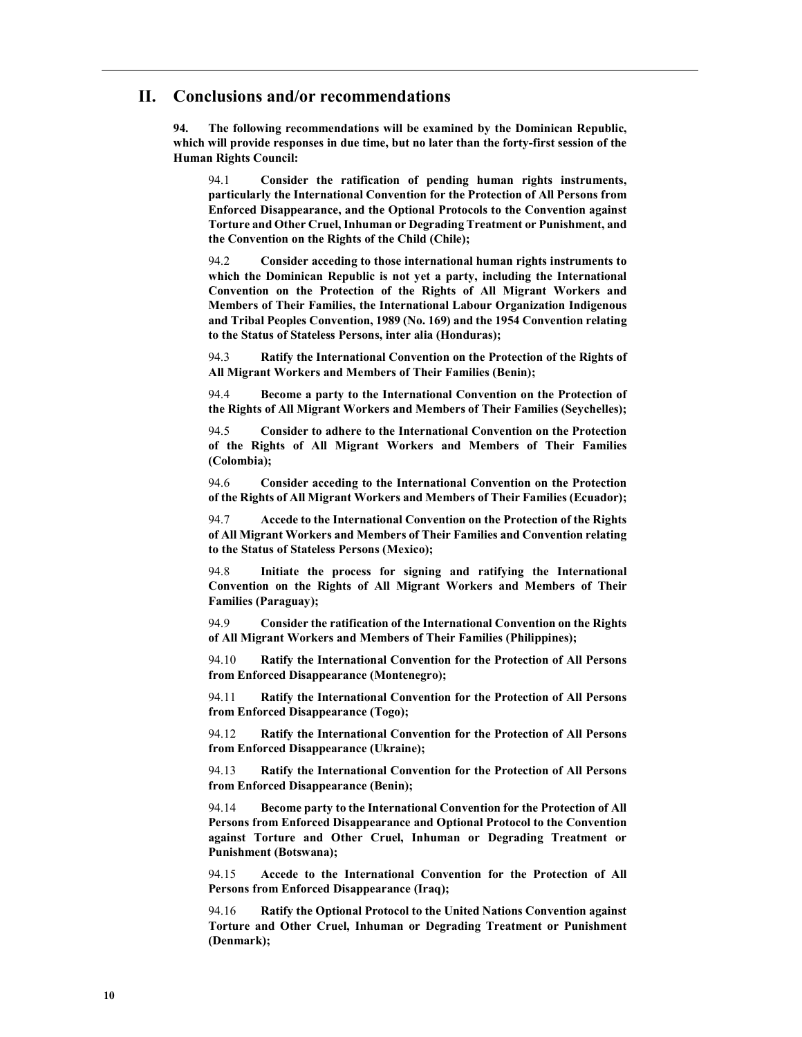## II. Conclusions and/or recommendations

**94. The following recommendations will be examined by the Dominican Republic, which will provide responses in due time, but no later than the forty-first session of the Human Rights Council:**

94.1 **Consider the ratification of pending human rights instruments, particularly the International Convention for the Protection of All Persons from Enforced Disappearance, and the Optional Protocols to the Convention against Torture and Other Cruel, Inhuman or Degrading Treatment or Punishment, and the Convention on the Rights of the Child (Chile);**

94.2 **Consider acceding to those international human rights instruments to which the Dominican Republic is not yet a party, including the International Convention on the Protection of the Rights of All Migrant Workers and Members of Their Families, the International Labour Organization Indigenous and Tribal Peoples Convention, 1989 (No. 169) and the 1954 Convention relating to the Status of Stateless Persons, inter alia (Honduras);**

94.3 **Ratify the International Convention on the Protection of the Rights of All Migrant Workers and Members of Their Families (Benin);**

94.4 **Become a party to the International Convention on the Protection of the Rights of All Migrant Workers and Members of Their Families (Seychelles);**

94.5 **Consider to adhere to the International Convention on the Protection of the Rights of All Migrant Workers and Members of Their Families (Colombia);**

94.6 **Consider acceding to the International Convention on the Protection of the Rights of All Migrant Workers and Members of Their Families (Ecuador);**

94.7 **Accede to the International Convention on the Protection of the Rights of All Migrant Workers and Members of Their Families and Convention relating to the Status of Stateless Persons (Mexico);**

94.8 **Initiate the process for signing and ratifying the International Convention on the Rights of All Migrant Workers and Members of Their Families (Paraguay);**

94.9 **Consider the ratification of the International Convention on the Rights of All Migrant Workers and Members of Their Families (Philippines);**

94.10 **Ratify the International Convention for the Protection of All Persons from Enforced Disappearance (Montenegro);**

94.11 **Ratify the International Convention for the Protection of All Persons from Enforced Disappearance (Togo);**

94.12 **Ratify the International Convention for the Protection of All Persons from Enforced Disappearance (Ukraine);**

94.13 **Ratify the International Convention for the Protection of All Persons from Enforced Disappearance (Benin);**

94.14 **Become party to the International Convention for the Protection of All Persons from Enforced Disappearance and Optional Protocol to the Convention against Torture and Other Cruel, Inhuman or Degrading Treatment or Punishment (Botswana);**

94.15 **Accede to the International Convention for the Protection of All Persons from Enforced Disappearance (Iraq);**

94.16 **Ratify the Optional Protocol to the United Nations Convention against Torture and Other Cruel, Inhuman or Degrading Treatment or Punishment (Denmark);**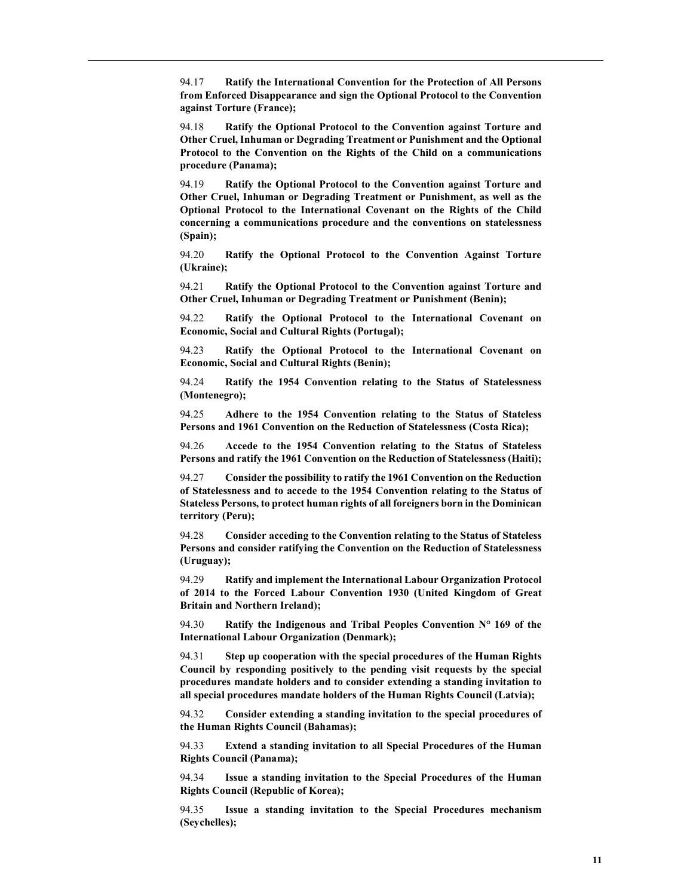94.17 **Ratify the International Convention for the Protection of All Persons from Enforced Disappearance and sign the Optional Protocol to the Convention against Torture (France);**

94.18 **Ratify the Optional Protocol to the Convention against Torture and Other Cruel, Inhuman or Degrading Treatment or Punishment and the Optional Protocol to the Convention on the Rights of the Child on a communications procedure (Panama);**

94.19 **Ratify the Optional Protocol to the Convention against Torture and Other Cruel, Inhuman or Degrading Treatment or Punishment, as well as the Optional Protocol to the International Covenant on the Rights of the Child concerning a communications procedure and the conventions on statelessness (Spain);**

94.20 **Ratify the Optional Protocol to the Convention Against Torture (Ukraine);**

94.21 **Ratify the Optional Protocol to the Convention against Torture and Other Cruel, Inhuman or Degrading Treatment or Punishment (Benin);**

94.22 **Ratify the Optional Protocol to the International Covenant on Economic, Social and Cultural Rights (Portugal);**

94.23 **Ratify the Optional Protocol to the International Covenant on Economic, Social and Cultural Rights (Benin);**

94.24 **Ratify the 1954 Convention relating to the Status of Statelessness (Montenegro);**

94.25 **Adhere to the 1954 Convention relating to the Status of Stateless Persons and 1961 Convention on the Reduction of Statelessness (Costa Rica);**

94.26 **Accede to the 1954 Convention relating to the Status of Stateless Persons and ratify the 1961 Convention on the Reduction of Statelessness (Haiti);**

94.27 **Consider the possibility to ratify the 1961 Convention on the Reduction of Statelessness and to accede to the 1954 Convention relating to the Status of Stateless Persons, to protect human rights of all foreigners born in the Dominican territory (Peru);**

94.28 **Consider acceding to the Convention relating to the Status of Stateless Persons and consider ratifying the Convention on the Reduction of Statelessness (Uruguay);**

94.29 **Ratify and implement the International Labour Organization Protocol of 2014 to the Forced Labour Convention 1930 (United Kingdom of Great Britain and Northern Ireland);**

94.30 **Ratify the Indigenous and Tribal Peoples Convention N° 169 of the International Labour Organization (Denmark);**

94.31 **Step up cooperation with the special procedures of the Human Rights Council by responding positively to the pending visit requests by the special procedures mandate holders and to consider extending a standing invitation to all special procedures mandate holders of the Human Rights Council (Latvia);**

94.32 **Consider extending a standing invitation to the special procedures of the Human Rights Council (Bahamas);**

94.33 **Extend a standing invitation to all Special Procedures of the Human Rights Council (Panama);**

94.34 **Issue a standing invitation to the Special Procedures of the Human Rights Council (Republic of Korea);**

94.35 **Issue a standing invitation to the Special Procedures mechanism (Seychelles);**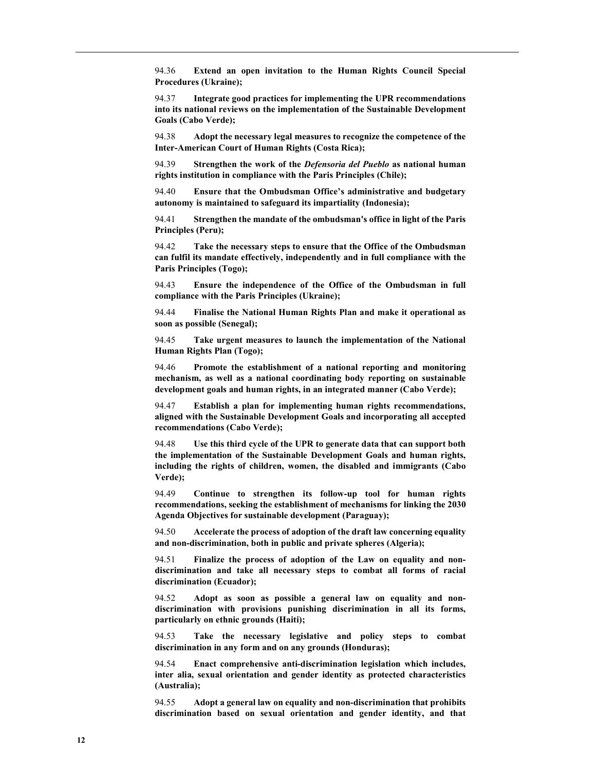94.36 **Extend an open invitation to the Human Rights Council Special Procedures (Ukraine);**

94.37 **Integrate good practices for implementing the UPR recommendations into its national reviews on the implementation of the Sustainable Development Goals (Cabo Verde);**

94.38 **Adopt the necessary legal measures to recognize the competence of the Inter-American Court of Human Rights (Costa Rica);**

94.39 **Strengthen the work of the *Defensorìa del Pueblo* as national human rights institution in compliance with the Paris Principles (Chile);**

94.40 **Ensure that the Ombudsman Office's administrative and budgetary autonomy is maintained to safeguard its impartiality (Indonesia);**

94.41 **Strengthen the mandate of the ombudsman's office in light of the Paris Principles (Peru);**

94.42 **Take the necessary steps to ensure that the Office of the Ombudsman can fulfil its mandate effectively, independently and in full compliance with the Paris Principles (Togo);**

94.43 **Ensure the independence of the Office of the Ombudsman in full compliance with the Paris Principles (Ukraine);**

94.44 **Finalise the National Human Rights Plan and make it operational as soon as possible (Senegal);**

94.45 **Take urgent measures to launch the implementation of the National Human Rights Plan (Togo);**

94.46 **Promote the establishment of a national reporting and monitoring mechanism, as well as a national coordinating body reporting on sustainable development goals and human rights, in an integrated manner (Cabo Verde);**

94.47 **Establish a plan for implementing human rights recommendations, aligned with the Sustainable Development Goals and incorporating all accepted recommendations (Cabo Verde);**

94.48 **Use this third cycle of the UPR to generate data that can support both the implementation of the Sustainable Development Goals and human rights, including the rights of children, women, the disabled and immigrants (Cabo Verde);**

94.49 **Continue to strengthen its follow-up tool for human rights recommendations, seeking the establishment of mechanisms for linking the 2030 Agenda Objectives for sustainable development (Paraguay);**

94.50 **Accelerate the process of adoption of the draft law concerning equality and non-discrimination, both in public and private spheres (Algeria);**

94.51 **Finalize the process of adoption of the Law on equality and non-discrimination and take all necessary steps to combat all forms of racial discrimination (Ecuador);**

94.52 **Adopt as soon as possible a general law on equality and non-discrimination with provisions punishing discrimination in all its forms, particularly on ethnic grounds (Haiti);**

94.53 **Take the necessary legislative and policy steps to combat discrimination in any form and on any grounds (Honduras);**

94.54 **Enact comprehensive anti-discrimination legislation which includes, inter alia, sexual orientation and gender identity as protected characteristics (Australia);**

94.55 **Adopt a general law on equality and non-discrimination that prohibits discrimination based on sexual orientation and gender identity, and that**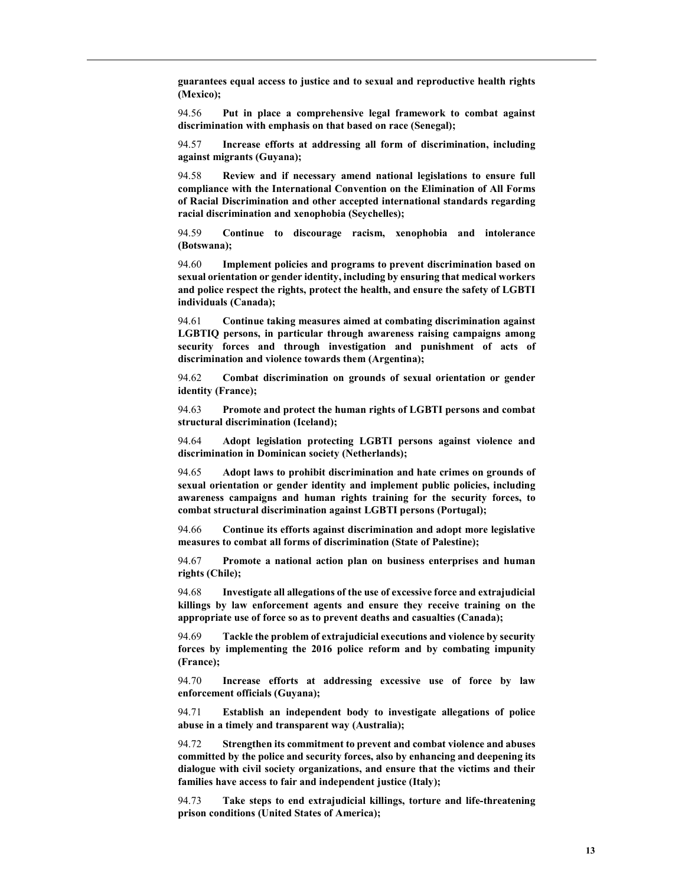**guarantees equal access to justice and to sexual and reproductive health rights (Mexico);**

94.56 **Put in place a comprehensive legal framework to combat against discrimination with emphasis on that based on race (Senegal);**

94.57 **Increase efforts at addressing all form of discrimination, including against migrants (Guyana);**

94.58 **Review and if necessary amend national legislations to ensure full compliance with the International Convention on the Elimination of All Forms of Racial Discrimination and other accepted international standards regarding racial discrimination and xenophobia (Seychelles);**

94.59 **Continue to discourage racism, xenophobia and intolerance (Botswana);**

94.60 **Implement policies and programs to prevent discrimination based on sexual orientation or gender identity, including by ensuring that medical workers and police respect the rights, protect the health, and ensure the safety of LGBTI individuals (Canada);**

94.61 **Continue taking measures aimed at combating discrimination against LGBTIQ persons, in particular through awareness raising campaigns among security forces and through investigation and punishment of acts of discrimination and violence towards them (Argentina);**

94.62 **Combat discrimination on grounds of sexual orientation or gender identity (France);**

94.63 **Promote and protect the human rights of LGBTI persons and combat structural discrimination (Iceland);**

94.64 **Adopt legislation protecting LGBTI persons against violence and discrimination in Dominican society (Netherlands);**

94.65 **Adopt laws to prohibit discrimination and hate crimes on grounds of sexual orientation or gender identity and implement public policies, including awareness campaigns and human rights training for the security forces, to combat structural discrimination against LGBTI persons (Portugal);**

94.66 **Continue its efforts against discrimination and adopt more legislative measures to combat all forms of discrimination (State of Palestine);**

94.67 **Promote a national action plan on business enterprises and human rights (Chile);**

94.68 **Investigate all allegations of the use of excessive force and extrajudicial killings by law enforcement agents and ensure they receive training on the appropriate use of force so as to prevent deaths and casualties (Canada);**

94.69 **Tackle the problem of extrajudicial executions and violence by security forces by implementing the 2016 police reform and by combating impunity (France);**

94.70 **Increase efforts at addressing excessive use of force by law enforcement officials (Guyana);**

94.71 **Establish an independent body to investigate allegations of police abuse in a timely and transparent way (Australia);**

94.72 **Strengthen its commitment to prevent and combat violence and abuses committed by the police and security forces, also by enhancing and deepening its dialogue with civil society organizations, and ensure that the victims and their families have access to fair and independent justice (Italy);**

94.73 **Take steps to end extrajudicial killings, torture and life-threatening prison conditions (United States of America);**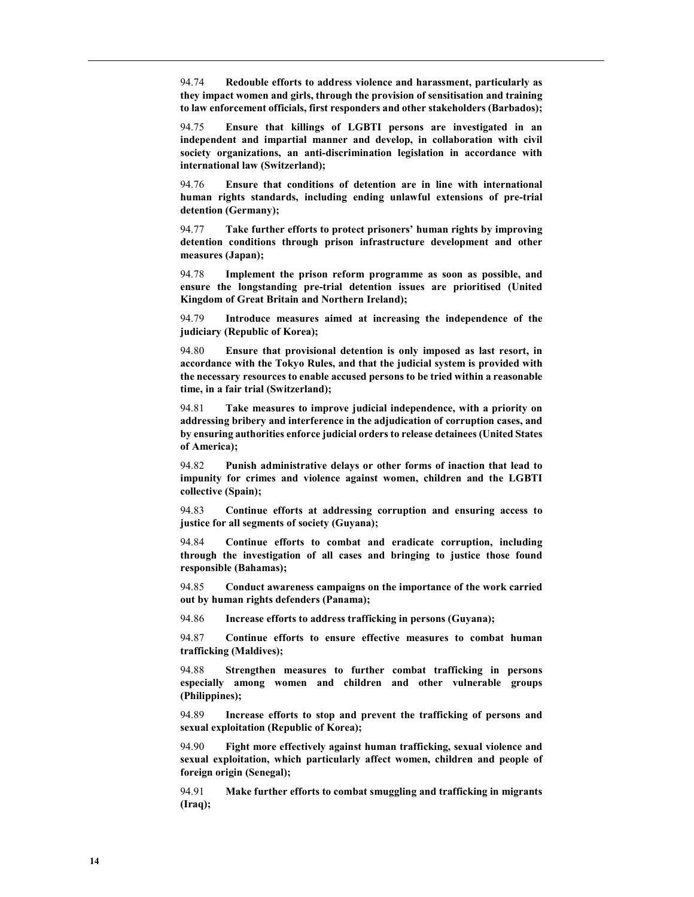94.74 **Redouble efforts to address violence and harassment, particularly as they impact women and girls, through the provision of sensitisation and training to law enforcement officials, first responders and other stakeholders (Barbados);**

94.75 **Ensure that killings of LGBTI persons are investigated in an independent and impartial manner and develop, in collaboration with civil society organizations, an anti-discrimination legislation in accordance with international law (Switzerland);**

94.76 **Ensure that conditions of detention are in line with international human rights standards, including ending unlawful extensions of pre-trial detention (Germany);**

94.77 **Take further efforts to protect prisoners' human rights by improving detention conditions through prison infrastructure development and other measures (Japan);**

94.78 **Implement the prison reform programme as soon as possible, and ensure the longstanding pre-trial detention issues are prioritised (United Kingdom of Great Britain and Northern Ireland);**

94.79 **Introduce measures aimed at increasing the independence of the judiciary (Republic of Korea);**

94.80 **Ensure that provisional detention is only imposed as last resort, in accordance with the Tokyo Rules, and that the judicial system is provided with the necessary resources to enable accused persons to be tried within a reasonable time, in a fair trial (Switzerland);**

94.81 **Take measures to improve judicial independence, with a priority on addressing bribery and interference in the adjudication of corruption cases, and by ensuring authorities enforce judicial orders to release detainees (United States of America);**

94.82 **Punish administrative delays or other forms of inaction that lead to impunity for crimes and violence against women, children and the LGBTI collective (Spain);**

94.83 **Continue efforts at addressing corruption and ensuring access to justice for all segments of society (Guyana);**

94.84 **Continue efforts to combat and eradicate corruption, including through the investigation of all cases and bringing to justice those found responsible (Bahamas);**

94.85 **Conduct awareness campaigns on the importance of the work carried out by human rights defenders (Panama);**

94.86 **Increase efforts to address trafficking in persons (Guyana);**

94.87 **Continue efforts to ensure effective measures to combat human trafficking (Maldives);**

94.88 **Strengthen measures to further combat trafficking in persons especially among women and children and other vulnerable groups (Philippines);**

94.89 **Increase efforts to stop and prevent the trafficking of persons and sexual exploitation (Republic of Korea);**

94.90 **Fight more effectively against human trafficking, sexual violence and sexual exploitation, which particularly affect women, children and people of foreign origin (Senegal);**

94.91 **Make further efforts to combat smuggling and trafficking in migrants (Iraq);**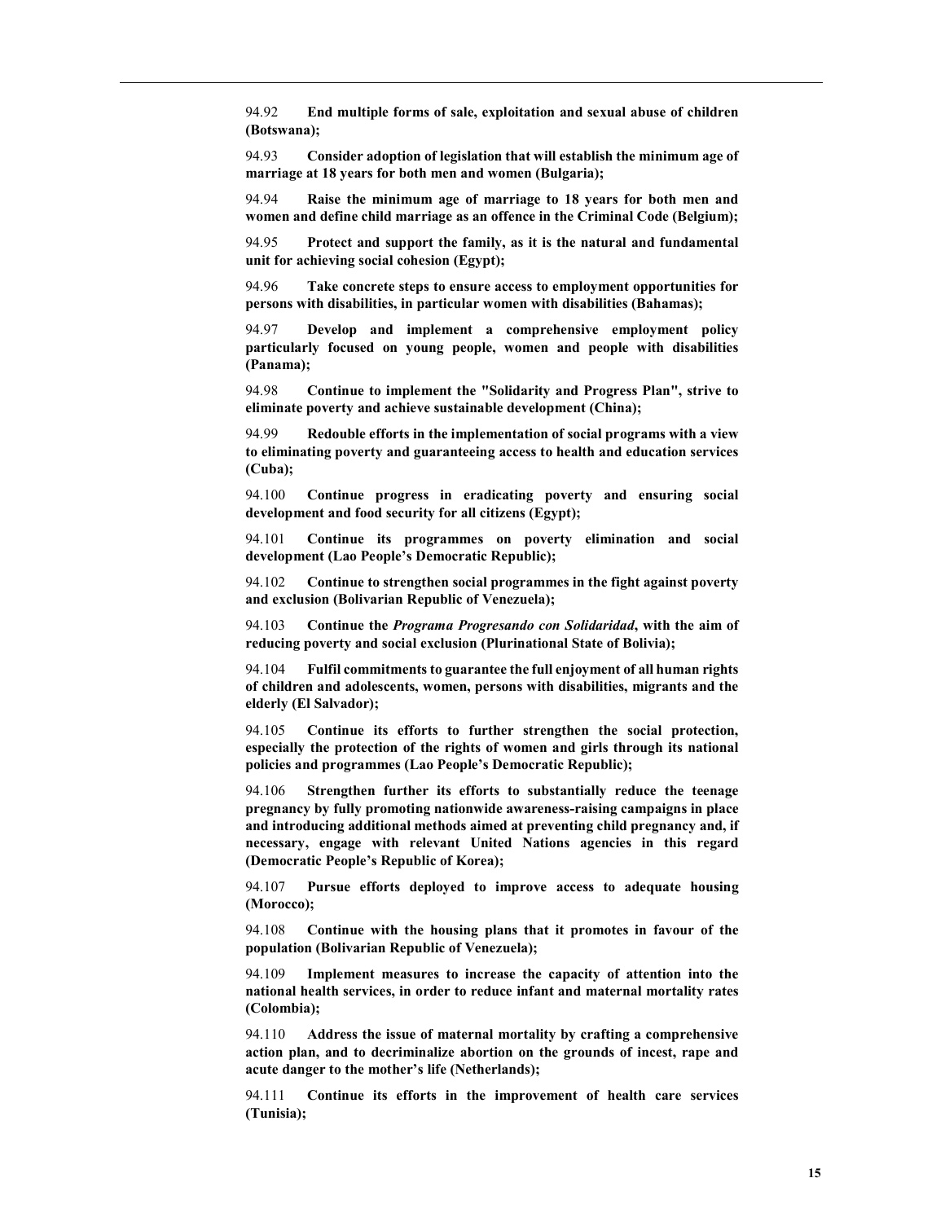94.92 **End multiple forms of sale, exploitation and sexual abuse of children (Botswana);**

94.93 **Consider adoption of legislation that will establish the minimum age of marriage at 18 years for both men and women (Bulgaria);**

94.94 **Raise the minimum age of marriage to 18 years for both men and women and define child marriage as an offence in the Criminal Code (Belgium);**

94.95 **Protect and support the family, as it is the natural and fundamental unit for achieving social cohesion (Egypt);**

94.96 **Take concrete steps to ensure access to employment opportunities for persons with disabilities, in particular women with disabilities (Bahamas);**

94.97 **Develop and implement a comprehensive employment policy particularly focused on young people, women and people with disabilities (Panama);**

94.98 **Continue to implement the "Solidarity and Progress Plan", strive to eliminate poverty and achieve sustainable development (China);**

94.99 **Redouble efforts in the implementation of social programs with a view to eliminating poverty and guaranteeing access to health and education services (Cuba);**

94.100 **Continue progress in eradicating poverty and ensuring social development and food security for all citizens (Egypt);**

94.101 **Continue its programmes on poverty elimination and social development (Lao People's Democratic Republic);**

94.102 **Continue to strengthen social programmes in the fight against poverty and exclusion (Bolivarian Republic of Venezuela);**

94.103 **Continue the *Programa Progresando con Solidaridad*, with the aim of reducing poverty and social exclusion (Plurinational State of Bolivia);**

94.104 **Fulfil commitments to guarantee the full enjoyment of all human rights of children and adolescents, women, persons with disabilities, migrants and the elderly (El Salvador);**

94.105 **Continue its efforts to further strengthen the social protection, especially the protection of the rights of women and girls through its national policies and programmes (Lao People's Democratic Republic);**

94.106 **Strengthen further its efforts to substantially reduce the teenage pregnancy by fully promoting nationwide awareness-raising campaigns in place and introducing additional methods aimed at preventing child pregnancy and, if necessary, engage with relevant United Nations agencies in this regard (Democratic People's Republic of Korea);**

94.107 **Pursue efforts deployed to improve access to adequate housing (Morocco);**

94.108 **Continue with the housing plans that it promotes in favour of the population (Bolivarian Republic of Venezuela);**

94.109 **Implement measures to increase the capacity of attention into the national health services, in order to reduce infant and maternal mortality rates (Colombia);**

94.110 **Address the issue of maternal mortality by crafting a comprehensive action plan, and to decriminalize abortion on the grounds of incest, rape and acute danger to the mother's life (Netherlands);**

94.111 **Continue its efforts in the improvement of health care services (Tunisia);**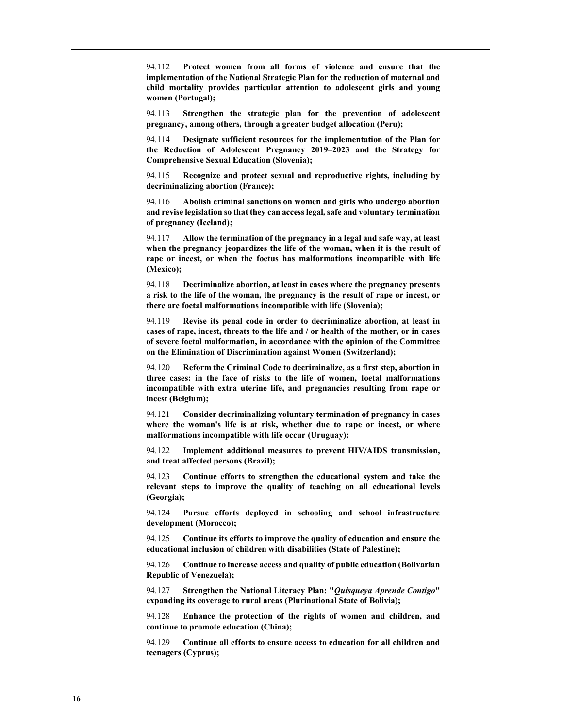94.112 **Protect women from all forms of violence and ensure that the implementation of the National Strategic Plan for the reduction of maternal and child mortality provides particular attention to adolescent girls and young women (Portugal);**

94.113 **Strengthen the strategic plan for the prevention of adolescent pregnancy, among others, through a greater budget allocation (Peru);**

94.114 **Designate sufficient resources for the implementation of the Plan for the Reduction of Adolescent Pregnancy 2019–2023 and the Strategy for Comprehensive Sexual Education (Slovenia);**

94.115 **Recognize and protect sexual and reproductive rights, including by decriminalizing abortion (France);**

94.116 **Abolish criminal sanctions on women and girls who undergo abortion and revise legislation so that they can access legal, safe and voluntary termination of pregnancy (Iceland);**

94.117 **Allow the termination of the pregnancy in a legal and safe way, at least when the pregnancy jeopardizes the life of the woman, when it is the result of rape or incest, or when the foetus has malformations incompatible with life (Mexico);**

94.118 **Decriminalize abortion, at least in cases where the pregnancy presents a risk to the life of the woman, the pregnancy is the result of rape or incest, or there are foetal malformations incompatible with life (Slovenia);**

94.119 **Revise its penal code in order to decriminalize abortion, at least in cases of rape, incest, threats to the life and / or health of the mother, or in cases of severe foetal malformation, in accordance with the opinion of the Committee on the Elimination of Discrimination against Women (Switzerland);**

94.120 **Reform the Criminal Code to decriminalize, as a first step, abortion in three cases: in the face of risks to the life of women, foetal malformations incompatible with extra uterine life, and pregnancies resulting from rape or incest (Belgium);**

94.121 **Consider decriminalizing voluntary termination of pregnancy in cases where the woman's life is at risk, whether due to rape or incest, or where malformations incompatible with life occur (Uruguay);**

94.122 **Implement additional measures to prevent HIV/AIDS transmission, and treat affected persons (Brazil);**

94.123 **Continue efforts to strengthen the educational system and take the relevant steps to improve the quality of teaching on all educational levels (Georgia);**

94.124 **Pursue efforts deployed in schooling and school infrastructure development (Morocco);**

94.125 **Continue its efforts to improve the quality of education and ensure the educational inclusion of children with disabilities (State of Palestine);**

94.126 **Continue to increase access and quality of public education (Bolivarian Republic of Venezuela);**

94.127 **Strengthen the National Literacy Plan: "*Quisqueya Aprende Contigo*" expanding its coverage to rural areas (Plurinational State of Bolivia);**

94.128 **Enhance the protection of the rights of women and children, and continue to promote education (China);**

94.129 **Continue all efforts to ensure access to education for all children and teenagers (Cyprus);**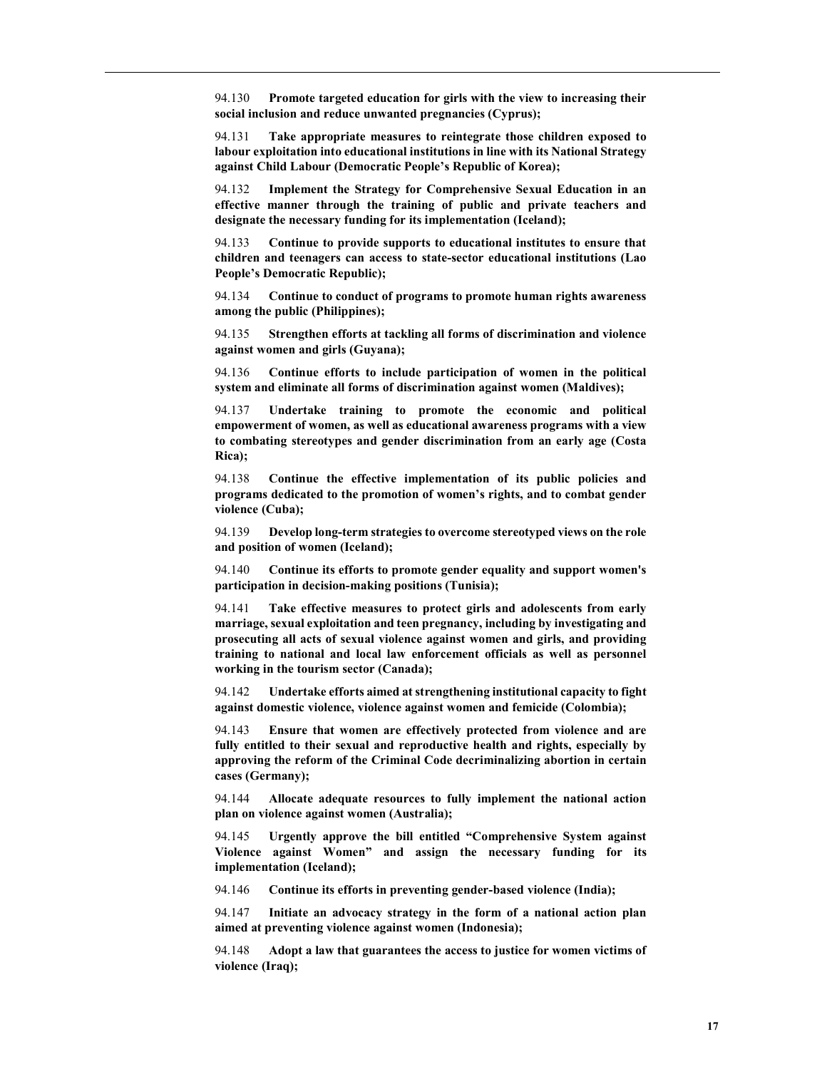94.130 **Promote targeted education for girls with the view to increasing their social inclusion and reduce unwanted pregnancies (Cyprus);**

94.131 **Take appropriate measures to reintegrate those children exposed to labour exploitation into educational institutions in line with its National Strategy against Child Labour (Democratic People's Republic of Korea);**

94.132 **Implement the Strategy for Comprehensive Sexual Education in an effective manner through the training of public and private teachers and designate the necessary funding for its implementation (Iceland);**

94.133 **Continue to provide supports to educational institutes to ensure that children and teenagers can access to state-sector educational institutions (Lao People's Democratic Republic);**

94.134 **Continue to conduct of programs to promote human rights awareness among the public (Philippines);**

94.135 **Strengthen efforts at tackling all forms of discrimination and violence against women and girls (Guyana);**

94.136 **Continue efforts to include participation of women in the political system and eliminate all forms of discrimination against women (Maldives);**

94.137 **Undertake training to promote the economic and political empowerment of women, as well as educational awareness programs with a view to combating stereotypes and gender discrimination from an early age (Costa Rica);**

94.138 **Continue the effective implementation of its public policies and programs dedicated to the promotion of women's rights, and to combat gender violence (Cuba);**

94.139 **Develop long-term strategies to overcome stereotyped views on the role and position of women (Iceland);**

94.140 **Continue its efforts to promote gender equality and support women's participation in decision-making positions (Tunisia);**

94.141 **Take effective measures to protect girls and adolescents from early marriage, sexual exploitation and teen pregnancy, including by investigating and prosecuting all acts of sexual violence against women and girls, and providing training to national and local law enforcement officials as well as personnel working in the tourism sector (Canada);**

94.142 **Undertake efforts aimed at strengthening institutional capacity to fight against domestic violence, violence against women and femicide (Colombia);**

94.143 **Ensure that women are effectively protected from violence and are fully entitled to their sexual and reproductive health and rights, especially by approving the reform of the Criminal Code decriminalizing abortion in certain cases (Germany);**

94.144 **Allocate adequate resources to fully implement the national action plan on violence against women (Australia);**

94.145 **Urgently approve the bill entitled "Comprehensive System against Violence against Women" and assign the necessary funding for its implementation (Iceland);**

94.146 **Continue its efforts in preventing gender-based violence (India);**

94.147 **Initiate an advocacy strategy in the form of a national action plan aimed at preventing violence against women (Indonesia);**

94.148 **Adopt a law that guarantees the access to justice for women victims of violence (Iraq);**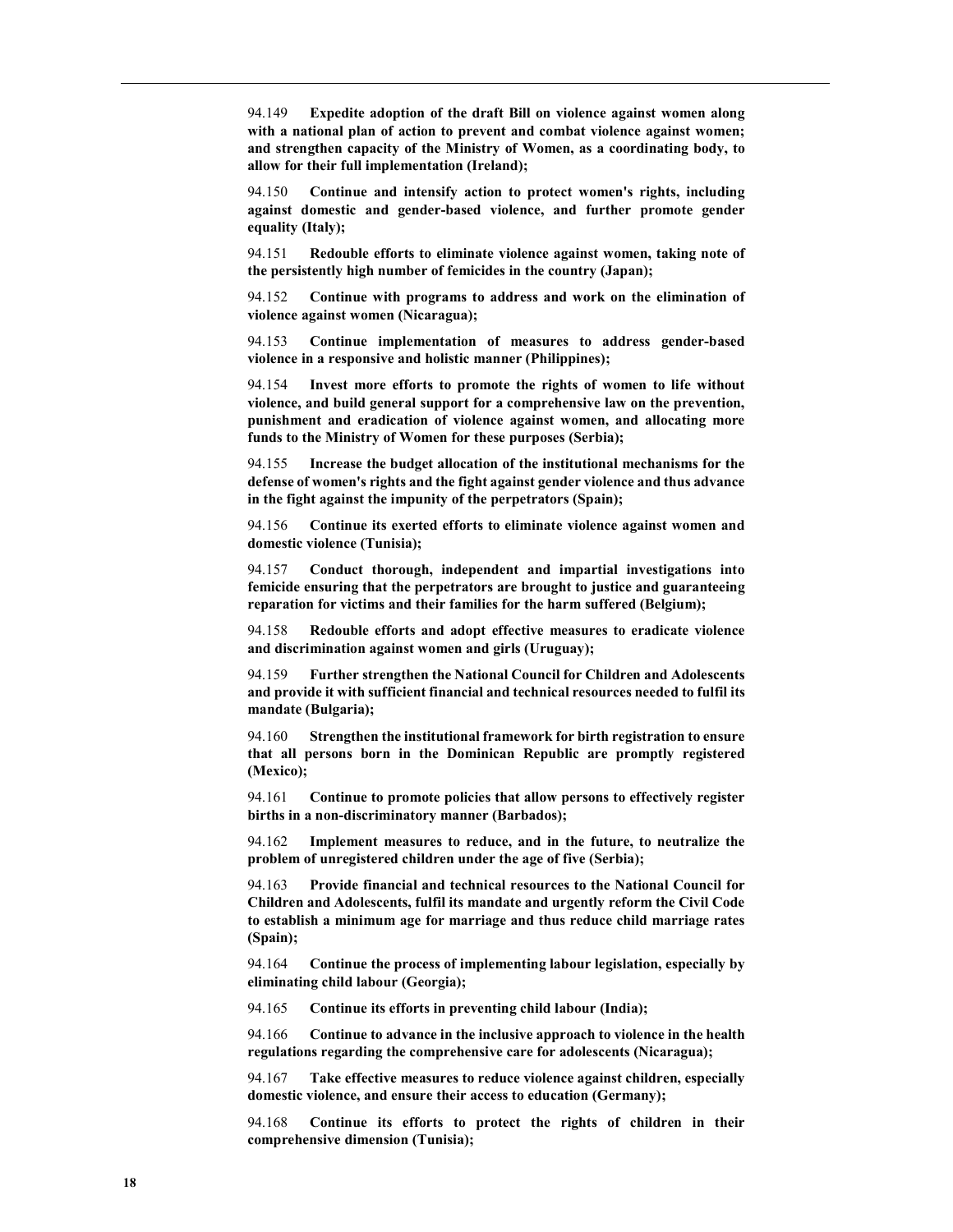94.149 **Expedite adoption of the draft Bill on violence against women along with a national plan of action to prevent and combat violence against women; and strengthen capacity of the Ministry of Women, as a coordinating body, to allow for their full implementation (Ireland);**

94.150 **Continue and intensify action to protect women's rights, including against domestic and gender-based violence, and further promote gender equality (Italy);**

94.151 **Redouble efforts to eliminate violence against women, taking note of the persistently high number of femicides in the country (Japan);**

94.152 **Continue with programs to address and work on the elimination of violence against women (Nicaragua);**

94.153 **Continue implementation of measures to address gender-based violence in a responsive and holistic manner (Philippines);**

94.154 **Invest more efforts to promote the rights of women to life without violence, and build general support for a comprehensive law on the prevention, punishment and eradication of violence against women, and allocating more funds to the Ministry of Women for these purposes (Serbia);**

94.155 **Increase the budget allocation of the institutional mechanisms for the defense of women's rights and the fight against gender violence and thus advance in the fight against the impunity of the perpetrators (Spain);**

94.156 **Continue its exerted efforts to eliminate violence against women and domestic violence (Tunisia);**

94.157 **Conduct thorough, independent and impartial investigations into femicide ensuring that the perpetrators are brought to justice and guaranteeing reparation for victims and their families for the harm suffered (Belgium);**

94.158 **Redouble efforts and adopt effective measures to eradicate violence and discrimination against women and girls (Uruguay);**

94.159 **Further strengthen the National Council for Children and Adolescents and provide it with sufficient financial and technical resources needed to fulfil its mandate (Bulgaria);**

94.160 **Strengthen the institutional framework for birth registration to ensure that all persons born in the Dominican Republic are promptly registered (Mexico);**

94.161 **Continue to promote policies that allow persons to effectively register births in a non-discriminatory manner (Barbados);**

94.162 **Implement measures to reduce, and in the future, to neutralize the problem of unregistered children under the age of five (Serbia);**

94.163 **Provide financial and technical resources to the National Council for Children and Adolescents, fulfil its mandate and urgently reform the Civil Code to establish a minimum age for marriage and thus reduce child marriage rates (Spain);**

94.164 **Continue the process of implementing labour legislation, especially by eliminating child labour (Georgia);**

94.165 **Continue its efforts in preventing child labour (India);**

94.166 **Continue to advance in the inclusive approach to violence in the health regulations regarding the comprehensive care for adolescents (Nicaragua);**

94.167 **Take effective measures to reduce violence against children, especially domestic violence, and ensure their access to education (Germany);**

94.168 **Continue its efforts to protect the rights of children in their comprehensive dimension (Tunisia);**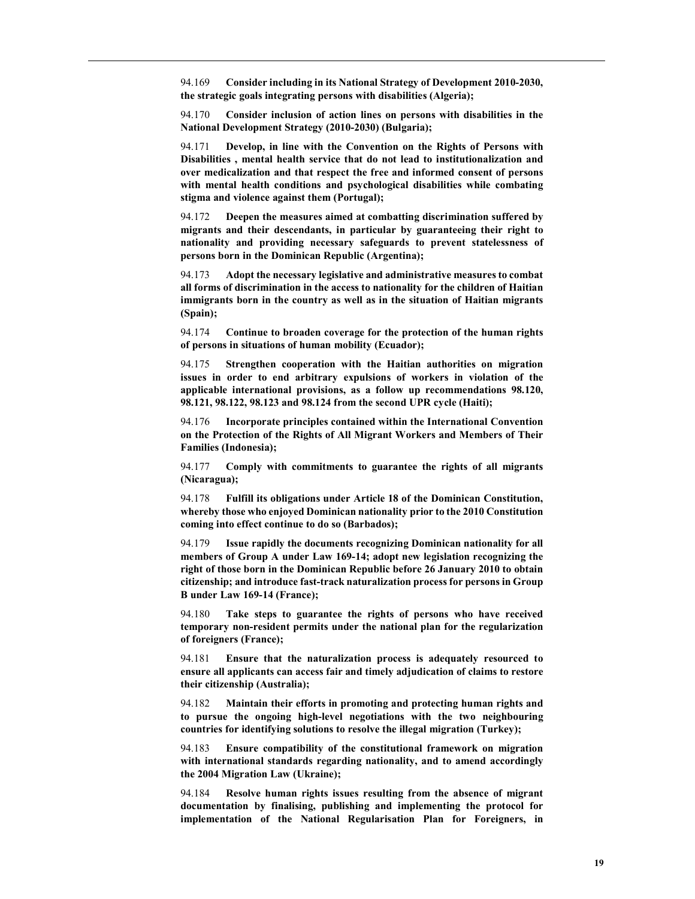94.169 **Consider including in its National Strategy of Development 2010-2030, the strategic goals integrating persons with disabilities (Algeria);**

94.170 **Consider inclusion of action lines on persons with disabilities in the National Development Strategy (2010-2030) (Bulgaria);**

94.171 **Develop, in line with the Convention on the Rights of Persons with Disabilities , mental health service that do not lead to institutionalization and over medicalization and that respect the free and informed consent of persons with mental health conditions and psychological disabilities while combating stigma and violence against them (Portugal);**

94.172 **Deepen the measures aimed at combatting discrimination suffered by migrants and their descendants, in particular by guaranteeing their right to nationality and providing necessary safeguards to prevent statelessness of persons born in the Dominican Republic (Argentina);**

94.173 **Adopt the necessary legislative and administrative measures to combat all forms of discrimination in the access to nationality for the children of Haitian immigrants born in the country as well as in the situation of Haitian migrants (Spain);**

94.174 **Continue to broaden coverage for the protection of the human rights of persons in situations of human mobility (Ecuador);**

94.175 **Strengthen cooperation with the Haitian authorities on migration issues in order to end arbitrary expulsions of workers in violation of the applicable international provisions, as a follow up recommendations 98.120, 98.121, 98.122, 98.123 and 98.124 from the second UPR cycle (Haiti);**

94.176 **Incorporate principles contained within the International Convention on the Protection of the Rights of All Migrant Workers and Members of Their Families (Indonesia);**

94.177 **Comply with commitments to guarantee the rights of all migrants (Nicaragua);**

94.178 **Fulfill its obligations under Article 18 of the Dominican Constitution, whereby those who enjoyed Dominican nationality prior to the 2010 Constitution coming into effect continue to do so (Barbados);**

94.179 **Issue rapidly the documents recognizing Dominican nationality for all members of Group A under Law 169-14; adopt new legislation recognizing the right of those born in the Dominican Republic before 26 January 2010 to obtain citizenship; and introduce fast-track naturalization process for persons in Group B under Law 169-14 (France);**

94.180 **Take steps to guarantee the rights of persons who have received temporary non-resident permits under the national plan for the regularization of foreigners (France);**

94.181 **Ensure that the naturalization process is adequately resourced to ensure all applicants can access fair and timely adjudication of claims to restore their citizenship (Australia);**

94.182 **Maintain their efforts in promoting and protecting human rights and to pursue the ongoing high-level negotiations with the two neighbouring countries for identifying solutions to resolve the illegal migration (Turkey);**

94.183 **Ensure compatibility of the constitutional framework on migration with international standards regarding nationality, and to amend accordingly the 2004 Migration Law (Ukraine);**

94.184 **Resolve human rights issues resulting from the absence of migrant documentation by finalising, publishing and implementing the protocol for implementation of the National Regularisation Plan for Foreigners, in**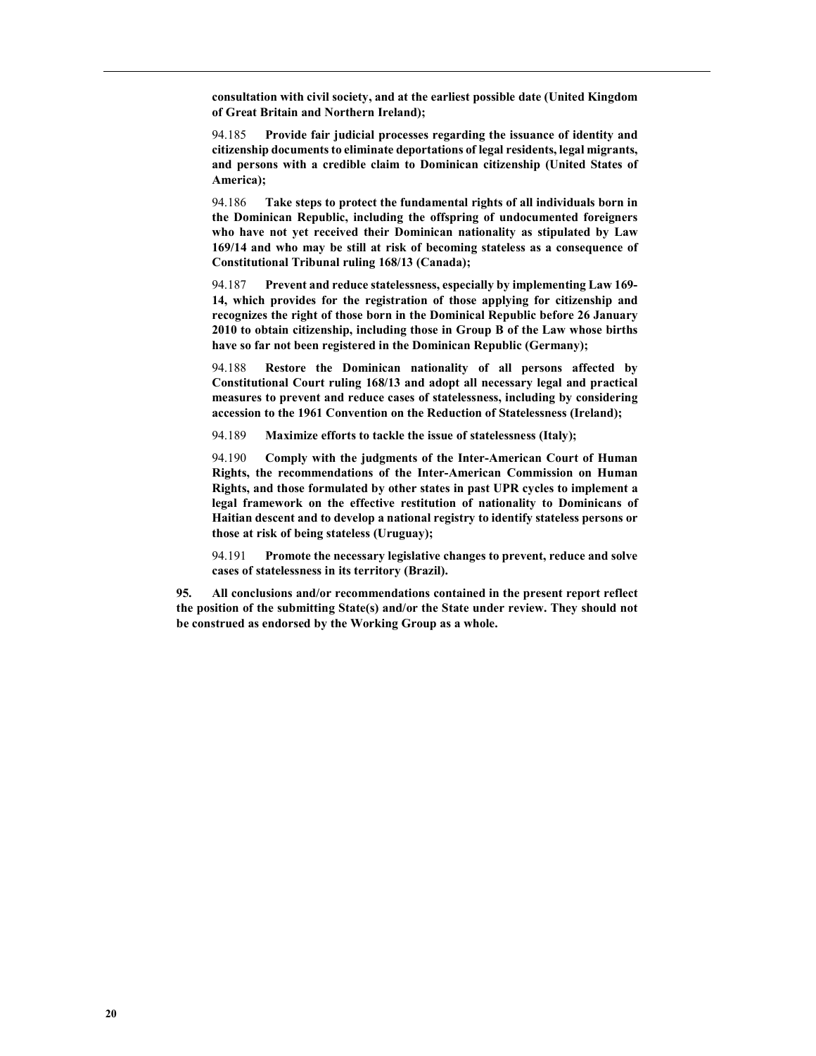**consultation with civil society, and at the earliest possible date (United Kingdom of Great Britain and Northern Ireland);**

94.185 **Provide fair judicial processes regarding the issuance of identity and citizenship documents to eliminate deportations of legal residents, legal migrants, and persons with a credible claim to Dominican citizenship (United States of America);**

94.186 **Take steps to protect the fundamental rights of all individuals born in the Dominican Republic, including the offspring of undocumented foreigners who have not yet received their Dominican nationality as stipulated by Law 169/14 and who may be still at risk of becoming stateless as a consequence of Constitutional Tribunal ruling 168/13 (Canada);**

94.187 **Prevent and reduce statelessness, especially by implementing Law 169-14, which provides for the registration of those applying for citizenship and recognizes the right of those born in the Dominical Republic before 26 January 2010 to obtain citizenship, including those in Group B of the Law whose births have so far not been registered in the Dominican Republic (Germany);**

94.188 **Restore the Dominican nationality of all persons affected by Constitutional Court ruling 168/13 and adopt all necessary legal and practical measures to prevent and reduce cases of statelessness, including by considering accession to the 1961 Convention on the Reduction of Statelessness (Ireland);**

94.189 **Maximize efforts to tackle the issue of statelessness (Italy);**

94.190 **Comply with the judgments of the Inter-American Court of Human Rights, the recommendations of the Inter-American Commission on Human Rights, and those formulated by other states in past UPR cycles to implement a legal framework on the effective restitution of nationality to Dominicans of Haitian descent and to develop a national registry to identify stateless persons or those at risk of being stateless (Uruguay);**

94.191 **Promote the necessary legislative changes to prevent, reduce and solve cases of statelessness in its territory (Brazil).**

**95. All conclusions and/or recommendations contained in the present report reflect the position of the submitting State(s) and/or the State under review. They should not be construed as endorsed by the Working Group as a whole.**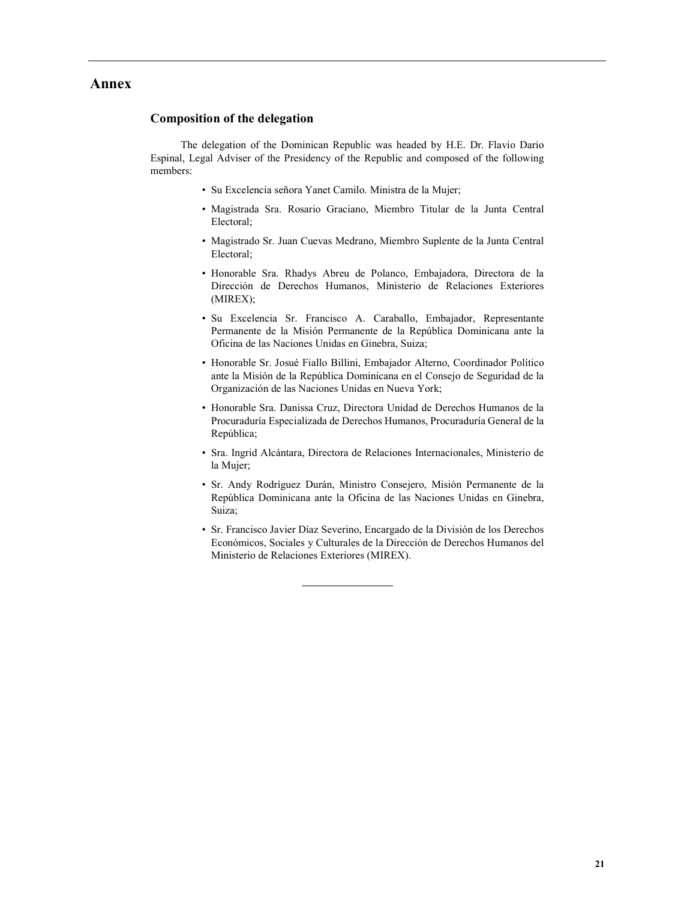# Annex

## Composition of the delegation

The delegation of the Dominican Republic was headed by H.E. Dr. Flavio Dario Espinal, Legal Adviser of the Presidency of the Republic and composed of the following members:

- Su Excelencia señora Yanet Camilo. Ministra de la Mujer;
- Magistrada Sra. Rosario Graciano, Miembro Titular de la Junta Central Electoral;
- Magistrado Sr. Juan Cuevas Medrano, Miembro Suplente de la Junta Central Electoral;
- Honorable Sra. Rhadys Abreu de Polanco, Embajadora, Directora de la Dirección de Derechos Humanos, Ministerio de Relaciones Exteriores (MIREX);
- Su Excelencia Sr. Francisco A. Caraballo, Embajador, Representante Permanente de la Misión Permanente de la República Dominicana ante la Oficina de las Naciones Unidas en Ginebra, Suiza;
- Honorable Sr. Josué Fiallo Billini, Embajador Alterno, Coordinador Político ante la Misión de la República Dominicana en el Consejo de Seguridad de la Organización de las Naciones Unidas en Nueva York;
- Honorable Sra. Danissa Cruz, Directora Unidad de Derechos Humanos de la Procuraduría Especializada de Derechos Humanos, Procuraduría General de la República;
- Sra. Ingrid Alcántara, Directora de Relaciones Internacionales, Ministerio de la Mujer;
- Sr. Andy Rodríguez Durán, Ministro Consejero, Misión Permanente de la República Dominicana ante la Oficina de las Naciones Unidas en Ginebra, Suiza;
- Sr. Francisco Javier Díaz Severino, Encargado de la División de los Derechos Económicos, Sociales y Culturales de la Dirección de Derechos Humanos del Ministerio de Relaciones Exteriores (MIREX).